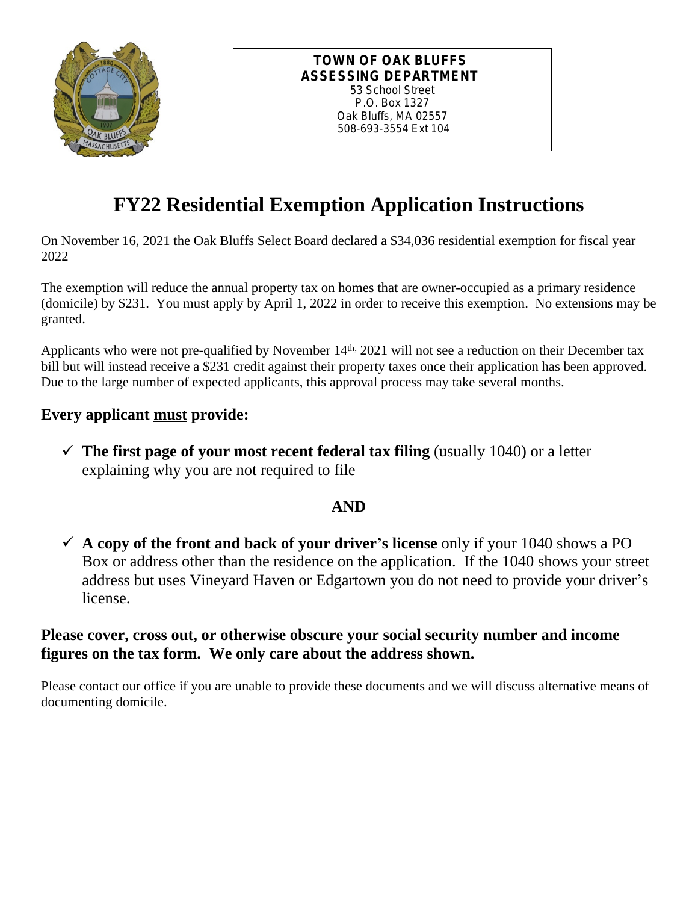**TOWN OF OAK BLUFFS**
**ASSESSING DEPARTMENT**
53 School Street
P.O. Box 1327
Oak Bluffs, MA 02557
508-693-3554 Ext 104

# FY22 Residential Exemption Application Instructions

On November 16, 2021 the Oak Bluffs Select Board declared a $34,036 residential exemption for fiscal year 2022

The exemption will reduce the annual property tax on homes that are owner-occupied as a primary residence (domicile) by $231. You must apply by April 1, 2022 in order to receive this exemption. No extensions may be granted.

Applicants who were not pre-qualified by November 14th, 2021 will not see a reduction on their December tax bill but will instead receive a $231 credit against their property taxes once their application has been approved. Due to the large number of expected applicants, this approval process may take several months.

## Every applicant <u>must</u> provide:

- ✓ **The first page of your most recent federal tax filing** (usually 1040) or a letter explaining why you are not required to file

**AND**

- ✓ **A copy of the front and back of your driver's license** only if your 1040 shows a PO Box or address other than the residence on the application. If the 1040 shows your street address but uses Vineyard Haven or Edgartown you do not need to provide your driver's license.

**Please cover, cross out, or otherwise obscure your social security number and income figures on the tax form. We only care about the address shown.**

Please contact our office if you are unable to provide these documents and we will discuss alternative means of documenting domicile.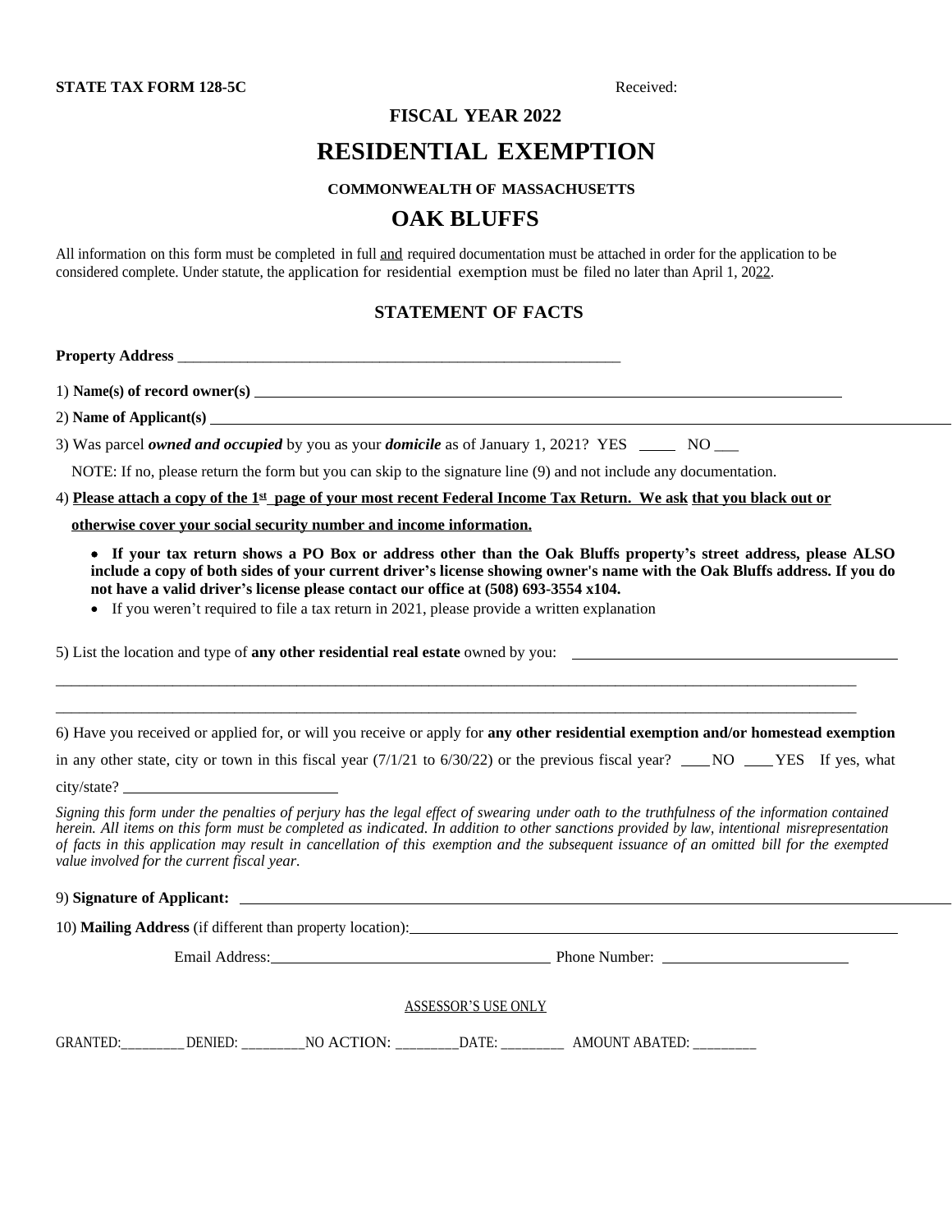**STATE TAX FORM 128-5C** Received:

**FISCAL YEAR 2022**

# RESIDENTIAL EXEMPTION

**COMMONWEALTH OF MASSACHUSETTS**

## OAK BLUFFS

All information on this form must be completed in full and required documentation must be attached in order for the application to be considered complete. Under statute, the application for residential exemption must be filed no later than April 1, 2022.

### STATEMENT OF FACTS

**Property Address** ___________________________________________

1) **Name(s) of record owner(s)** ___________________________________________

2) **Name of Applicant(s)** ___________________________________________

3) Was parcel ***owned and occupied*** by you as your ***domicile*** as of January 1, 2021? YES _____ NO ___

NOTE: If no, please return the form but you can skip to the signature line (9) and not include any documentation.

4) **Please attach a copy of the 1st page of your most recent Federal Income Tax Return. We ask that you black out or otherwise cover your social security number and income information.**

- **If your tax return shows a PO Box or address other than the Oak Bluffs property's street address, please ALSO include a copy of both sides of your current driver's license showing owner's name with the Oak Bluffs address. If you do not have a valid driver's license please contact our office at (508) 693-3554 x104.**
- If you weren't required to file a tax return in 2021, please provide a written explanation

5) List the location and type of **any other residential real estate** owned by you: ___________________________________________

___________________________________________

___________________________________________

6) Have you received or applied for, or will you receive or apply for **any other residential exemption and/or homestead exemption** in any other state, city or town in this fiscal year (7/1/21 to 6/30/22) or the previous fiscal year? ____NO ____YES If yes, what city/state? ___________________

*Signing this form under the penalties of perjury has the legal effect of swearing under oath to the truthfulness of the information contained herein. All items on this form must be completed as indicated. In addition to other sanctions provided by law, intentional misrepresentation of facts in this application may result in cancellation of this exemption and the subsequent issuance of an omitted bill for the exempted value involved for the current fiscal year.*

9) **Signature of Applicant:** ___________________________________________

10) **Mailing Address** (if different than property location): ___________________________________________

Email Address: ___________________________ Phone Number: ___________________

ASSESSOR'S USE ONLY

GRANTED:_________ DENIED: _________NO ACTION: _________DATE: _________ AMOUNT ABATED: _________